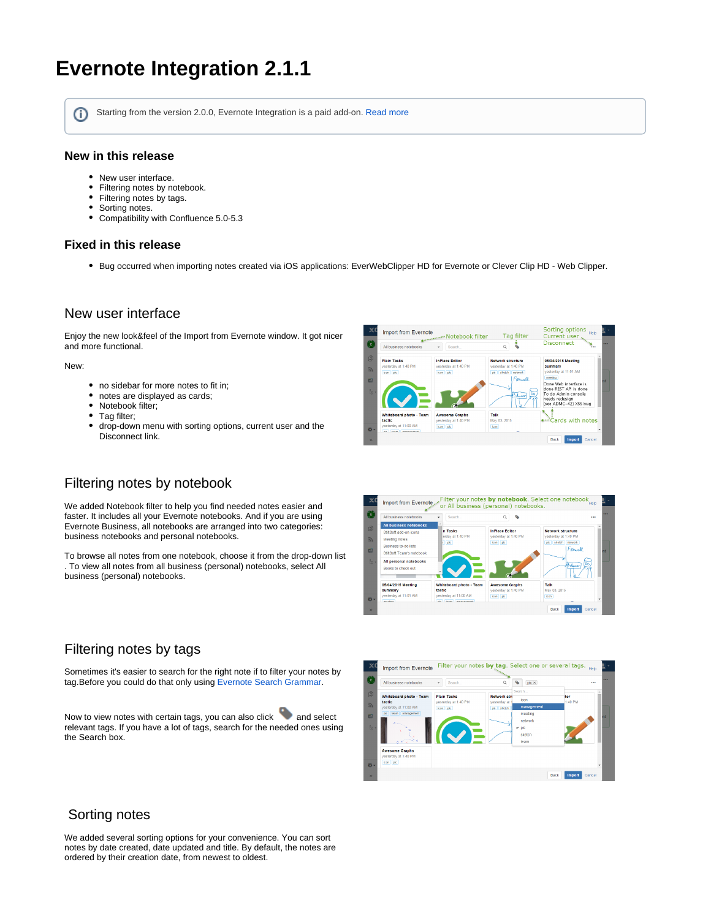# Evernote Integration 2.1.1

Starting from the version 2.0.0, Evernote Integration is a paid add-on. Read more

### New in this release

- New user interface.
- Filtering notes by notebook.
- Filtering notes by tags.
- Sorting notes.
- Compatibility with Confluence 5.0-5.3

### Fixed in this release

- Bug occurred when importing notes created via iOS applications: EverWebClipper HD for Evernote or Clever Clip HD - Web Clipper.

## New user interface

Enjoy the new look&feel of the Import from Evernote window. It got nicer and more functional.

New:

- no sidebar for more notes to fit in;
- notes are displayed as cards;
- Notebook filter;
- Tag filter;
- drop-down menu with sorting options, current user and the Disconnect link.

## Filtering notes by notebook

We added Notebook filter to help you find needed notes easier and faster. It includes all your Evernote notebooks. And if you are using Evernote Business, all notebooks are arranged into two categories: business notebooks and personal notebooks.

To browse all notes from one notebook, choose it from the drop-down list . To view all notes from all business (personal) notebooks, select All business (personal) notebooks.

## Filtering notes by tags

Sometimes it's easier to search for the right note if to filter your notes by tag.Before you could do that only using Evernote Search Grammar.

Now to view notes with certain tags, you can also click and select relevant tags. If you have a lot of tags, search for the needed ones using the Search box.

## Sorting notes

We added several sorting options for your convenience. You can sort notes by date created, date updated and title. By default, the notes are ordered by their creation date, from newest to oldest.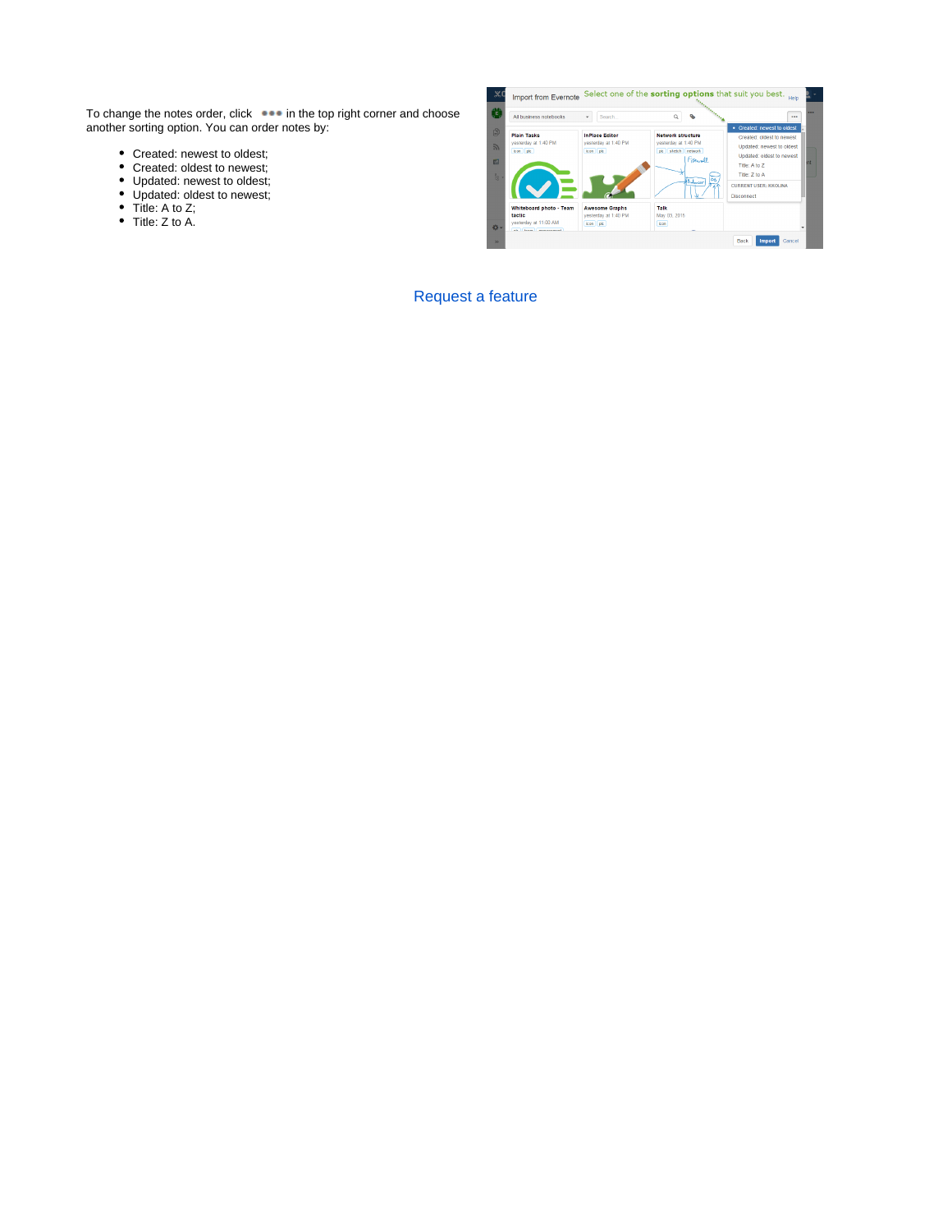To change the notes order, click ••• in the top right corner and choose another sorting option. You can order notes by:

- Created: newest to oldest;
- Created: oldest to newest;
- Updated: newest to oldest;
- Updated: oldest to newest;
- Title: A to Z;
- Title: Z to A.

Request a feature